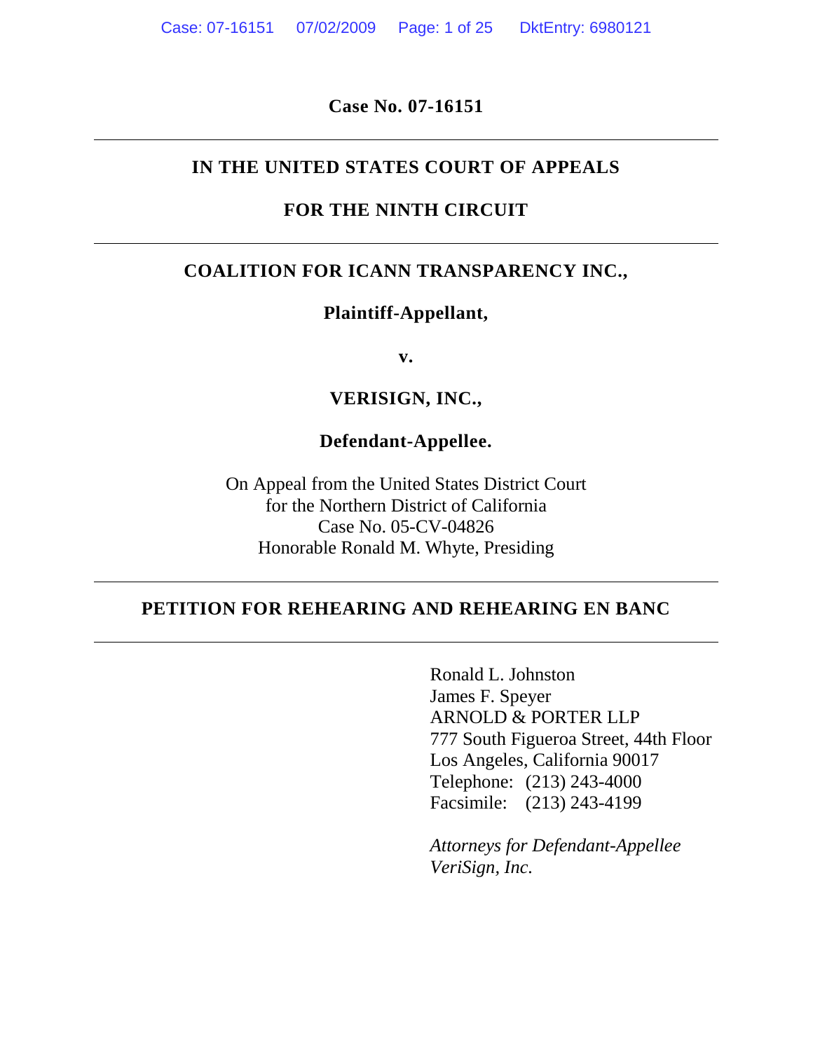**Case No. 07-16151**

---

**IN THE UNITED STATES COURT OF APPEALS**

**FOR THE NINTH CIRCUIT**

---

**COALITION FOR ICANN TRANSPARENCY INC.,**

**Plaintiff-Appellant,**

**v.**

**VERISIGN, INC.,**

**Defendant-Appellee.**

On Appeal from the United States District Court
for the Northern District of California
Case No. 05-CV-04826
Honorable Ronald M. Whyte, Presiding

---

**PETITION FOR REHEARING AND REHEARING EN BANC**

---

Ronald L. Johnston
James F. Speyer
ARNOLD & PORTER LLP
777 South Figueroa Street, 44th Floor
Los Angeles, California 90017
Telephone: (213) 243-4000
Facsimile: (213) 243-4199

*Attorneys for Defendant-Appellee VeriSign, Inc.*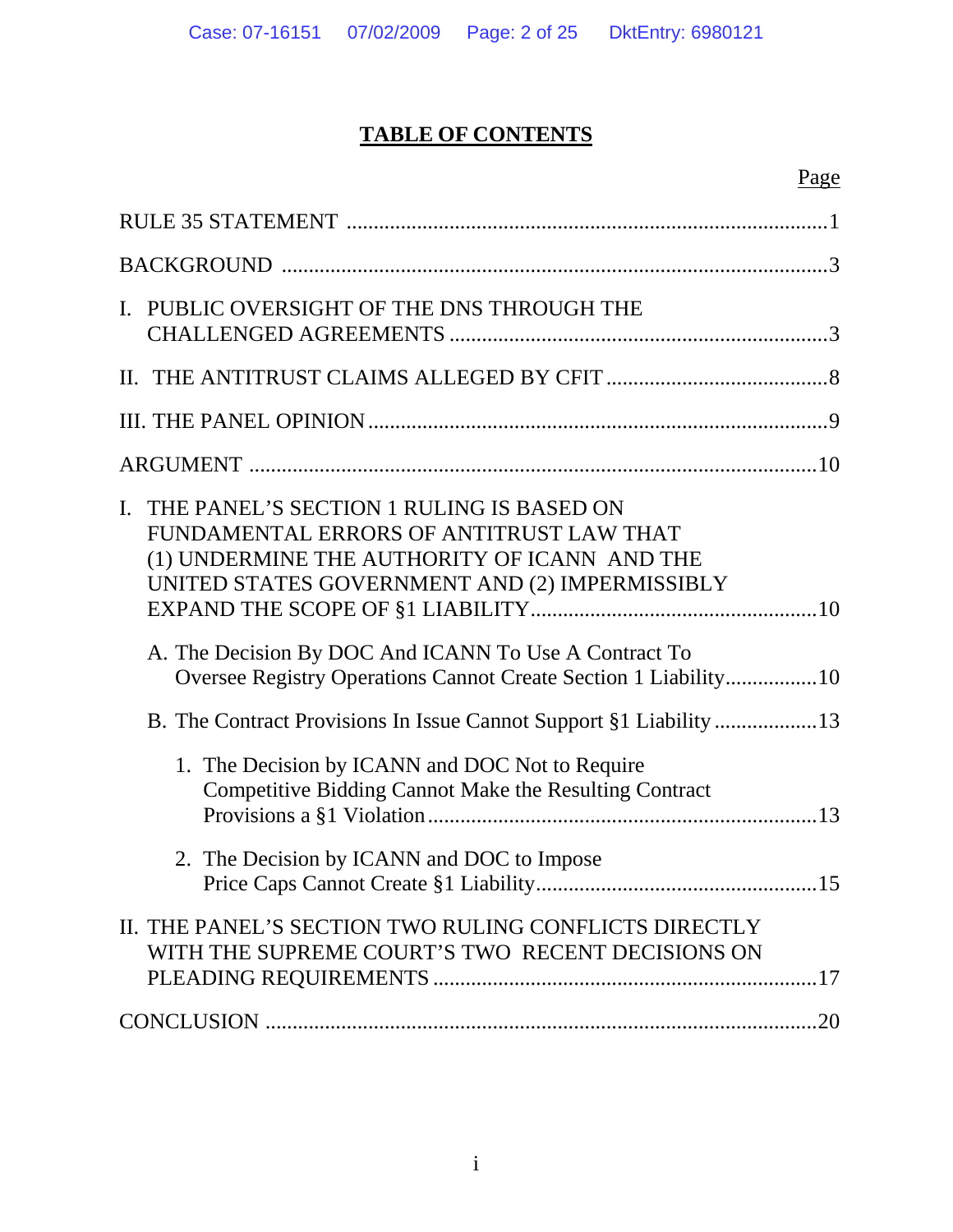# TABLE OF CONTENTS

| | Page |
|---|---|
| RULE 35 STATEMENT | 1 |
| BACKGROUND | 3 |
| I. PUBLIC OVERSIGHT OF THE DNS THROUGH THE CHALLENGED AGREEMENTS | 3 |
| II. THE ANTITRUST CLAIMS ALLEGED BY CFIT | 8 |
| III. THE PANEL OPINION | 9 |
| ARGUMENT | 10 |
| I. THE PANEL'S SECTION 1 RULING IS BASED ON FUNDAMENTAL ERRORS OF ANTITRUST LAW THAT (1) UNDERMINE THE AUTHORITY OF ICANN AND THE UNITED STATES GOVERNMENT AND (2) IMPERMISSIBLY EXPAND THE SCOPE OF §1 LIABILITY | 10 |
| A. The Decision By DOC And ICANN To Use A Contract To Oversee Registry Operations Cannot Create Section 1 Liability | 10 |
| B. The Contract Provisions In Issue Cannot Support §1 Liability | 13 |
| 1. The Decision by ICANN and DOC Not to Require Competitive Bidding Cannot Make the Resulting Contract Provisions a §1 Violation | 13 |
| 2. The Decision by ICANN and DOC to Impose Price Caps Cannot Create §1 Liability | 15 |
| II. THE PANEL'S SECTION TWO RULING CONFLICTS DIRECTLY WITH THE SUPREME COURT'S TWO RECENT DECISIONS ON PLEADING REQUIREMENTS | 17 |
| CONCLUSION | 20 |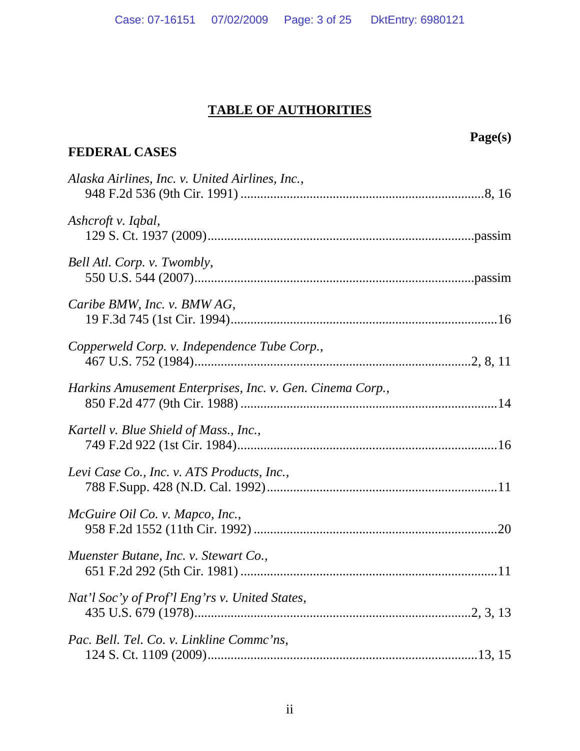# TABLE OF AUTHORITIES

**Page(s)**

## FEDERAL CASES

*Alaska Airlines, Inc. v. United Airlines, Inc.*,
948 F.2d 536 (9th Cir. 1991) ........................................................................8, 16

*Ashcroft v. Iqbal*,
129 S. Ct. 1937 (2009).................................................................................passim

*Bell Atl. Corp. v. Twombly*,
550 U.S. 544 (2007)....................................................................................passim

*Caribe BMW, Inc. v. BMW AG*,
19 F.3d 745 (1st Cir. 1994)................................................................................16

*Copperweld Corp. v. Independence Tube Corp.*,
467 U.S. 752 (1984)...................................................................................2, 8, 11

*Harkins Amusement Enterprises, Inc. v. Gen. Cinema Corp.*,
850 F.2d 477 (9th Cir. 1988) .............................................................................14

*Kartell v. Blue Shield of Mass., Inc.*,
749 F.2d 922 (1st Cir. 1984)..............................................................................16

*Levi Case Co., Inc. v. ATS Products, Inc.*,
788 F.Supp. 428 (N.D. Cal. 1992).....................................................................11

*McGuire Oil Co. v. Mapco, Inc.*,
958 F.2d 1552 (11th Cir. 1992) .........................................................................20

*Muenster Butane, Inc. v. Stewart Co.*,
651 F.2d 292 (5th Cir. 1981) .............................................................................11

*Nat'l Soc'y of Prof'l Eng'rs v. United States*,
435 U.S. 679 (1978)...................................................................................2, 3, 13

*Pac. Bell. Tel. Co. v. Linkline Commc'ns*,
124 S. Ct. 1109 (2009)...................................................................................13, 15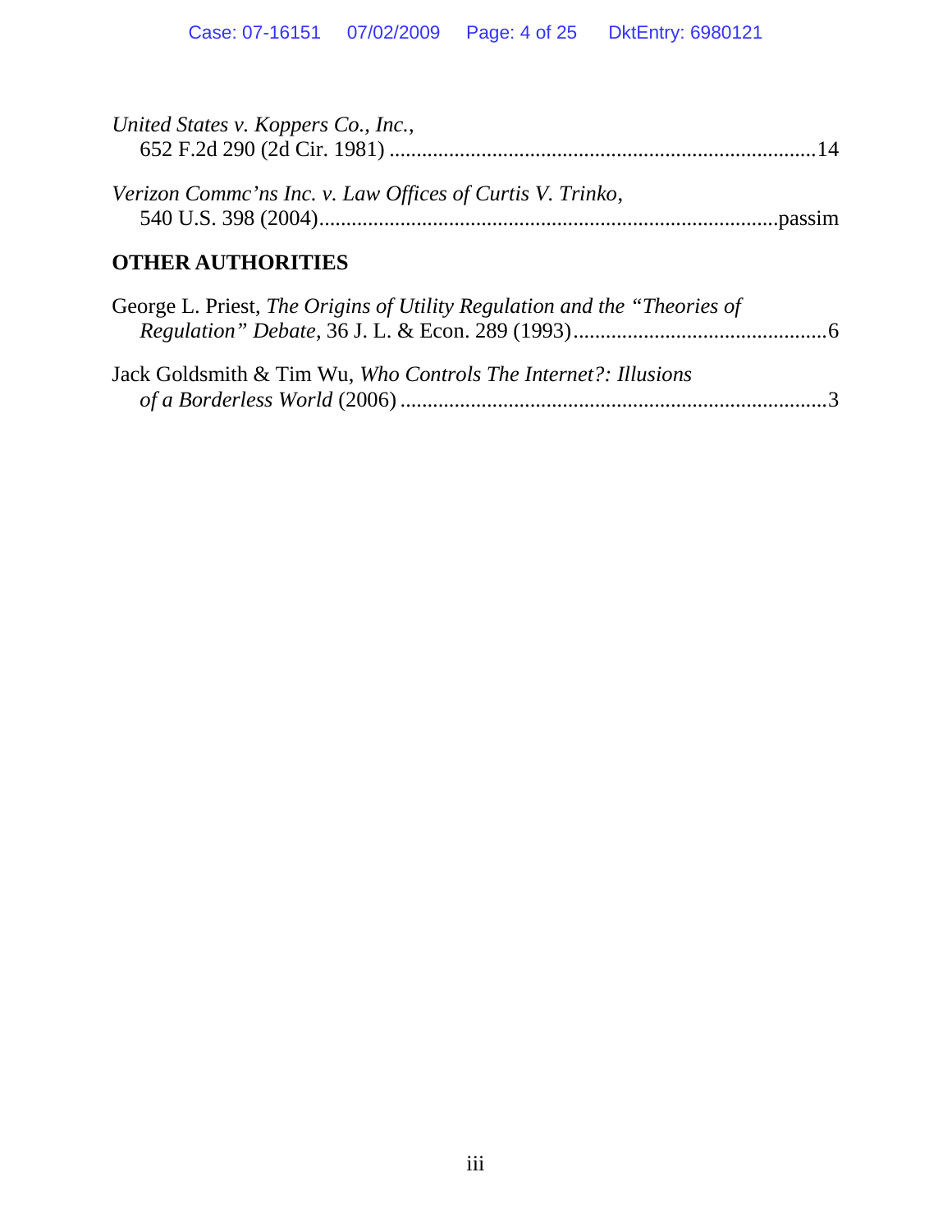*United States v. Koppers Co., Inc.*,
652 F.2d 290 (2d Cir. 1981) ..............................................................................14

*Verizon Commc'ns Inc. v. Law Offices of Curtis V. Trinko*,
540 U.S. 398 (2004)...................................................................................passim

**OTHER AUTHORITIES**

George L. Priest, *The Origins of Utility Regulation and the "Theories of Regulation" Debate*, 36 J. L. & Econ. 289 (1993)..............................................6

Jack Goldsmith & Tim Wu, *Who Controls The Internet?: Illusions of a Borderless World* (2006) ..............................................................................3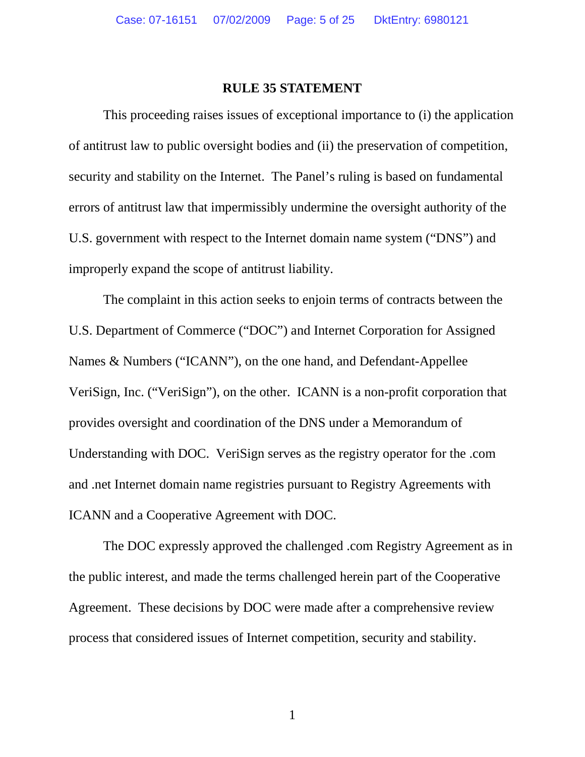## RULE 35 STATEMENT

This proceeding raises issues of exceptional importance to (i) the application of antitrust law to public oversight bodies and (ii) the preservation of competition, security and stability on the Internet. The Panel's ruling is based on fundamental errors of antitrust law that impermissibly undermine the oversight authority of the U.S. government with respect to the Internet domain name system ("DNS") and improperly expand the scope of antitrust liability.

The complaint in this action seeks to enjoin terms of contracts between the U.S. Department of Commerce ("DOC") and Internet Corporation for Assigned Names & Numbers ("ICANN"), on the one hand, and Defendant-Appellee VeriSign, Inc. ("VeriSign"), on the other. ICANN is a non-profit corporation that provides oversight and coordination of the DNS under a Memorandum of Understanding with DOC. VeriSign serves as the registry operator for the .com and .net Internet domain name registries pursuant to Registry Agreements with ICANN and a Cooperative Agreement with DOC.

The DOC expressly approved the challenged .com Registry Agreement as in the public interest, and made the terms challenged herein part of the Cooperative Agreement. These decisions by DOC were made after a comprehensive review process that considered issues of Internet competition, security and stability.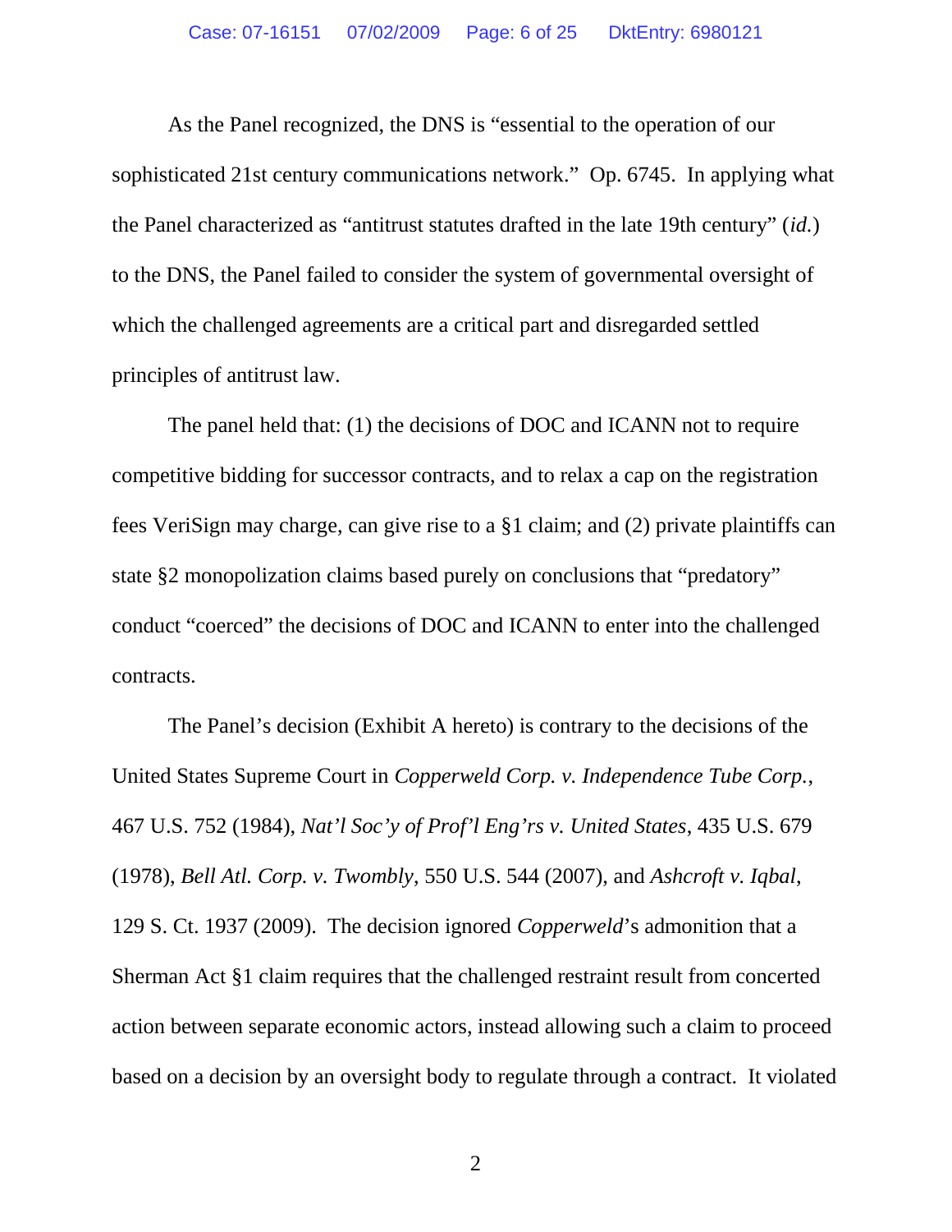As the Panel recognized, the DNS is "essential to the operation of our sophisticated 21st century communications network." Op. 6745. In applying what the Panel characterized as "antitrust statutes drafted in the late 19th century" (*id.*) to the DNS, the Panel failed to consider the system of governmental oversight of which the challenged agreements are a critical part and disregarded settled principles of antitrust law.

The panel held that: (1) the decisions of DOC and ICANN not to require competitive bidding for successor contracts, and to relax a cap on the registration fees VeriSign may charge, can give rise to a §1 claim; and (2) private plaintiffs can state §2 monopolization claims based purely on conclusions that "predatory" conduct "coerced" the decisions of DOC and ICANN to enter into the challenged contracts.

The Panel's decision (Exhibit A hereto) is contrary to the decisions of the United States Supreme Court in *Copperweld Corp. v. Independence Tube Corp.*, 467 U.S. 752 (1984), *Nat'l Soc'y of Prof'l Eng'rs v. United States*, 435 U.S. 679 (1978), *Bell Atl. Corp. v. Twombly*, 550 U.S. 544 (2007), and *Ashcroft v. Iqbal*, 129 S. Ct. 1937 (2009). The decision ignored *Copperweld*'s admonition that a Sherman Act §1 claim requires that the challenged restraint result from concerted action between separate economic actors, instead allowing such a claim to proceed based on a decision by an oversight body to regulate through a contract. It violated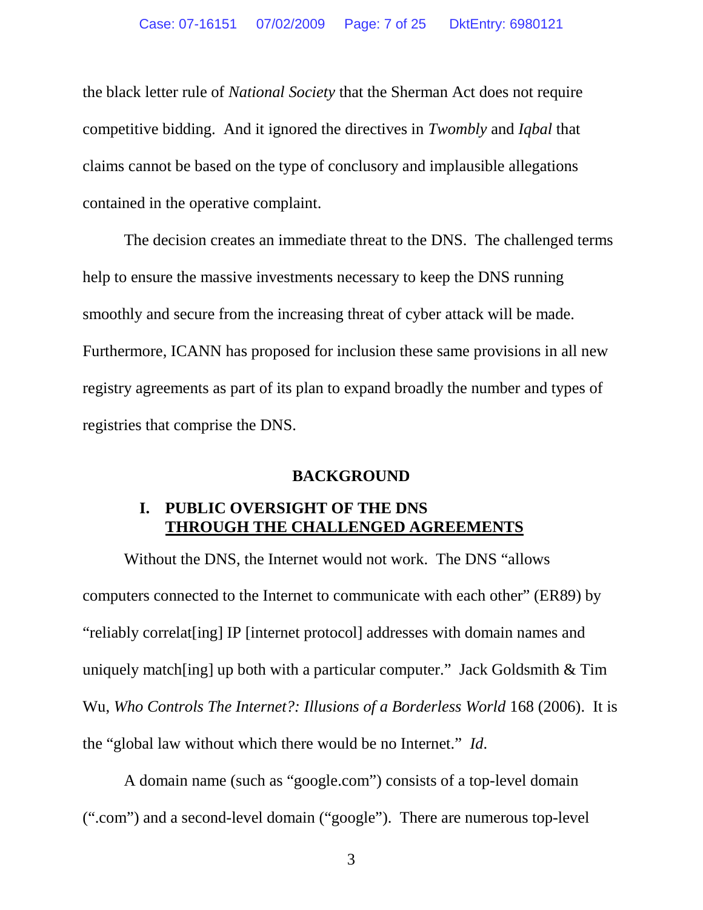the black letter rule of *National Society* that the Sherman Act does not require competitive bidding. And it ignored the directives in *Twombly* and *Iqbal* that claims cannot be based on the type of conclusory and implausible allegations contained in the operative complaint.

The decision creates an immediate threat to the DNS. The challenged terms help to ensure the massive investments necessary to keep the DNS running smoothly and secure from the increasing threat of cyber attack will be made. Furthermore, ICANN has proposed for inclusion these same provisions in all new registry agreements as part of its plan to expand broadly the number and types of registries that comprise the DNS.

## BACKGROUND

### I. PUBLIC OVERSIGHT OF THE DNS THROUGH THE CHALLENGED AGREEMENTS

Without the DNS, the Internet would not work. The DNS "allows computers connected to the Internet to communicate with each other" (ER89) by "reliably correlat[ing] IP [internet protocol] addresses with domain names and uniquely match[ing] up both with a particular computer." Jack Goldsmith & Tim Wu, *Who Controls The Internet?: Illusions of a Borderless World* 168 (2006). It is the "global law without which there would be no Internet." *Id*.

A domain name (such as "google.com") consists of a top-level domain (".com") and a second-level domain ("google"). There are numerous top-level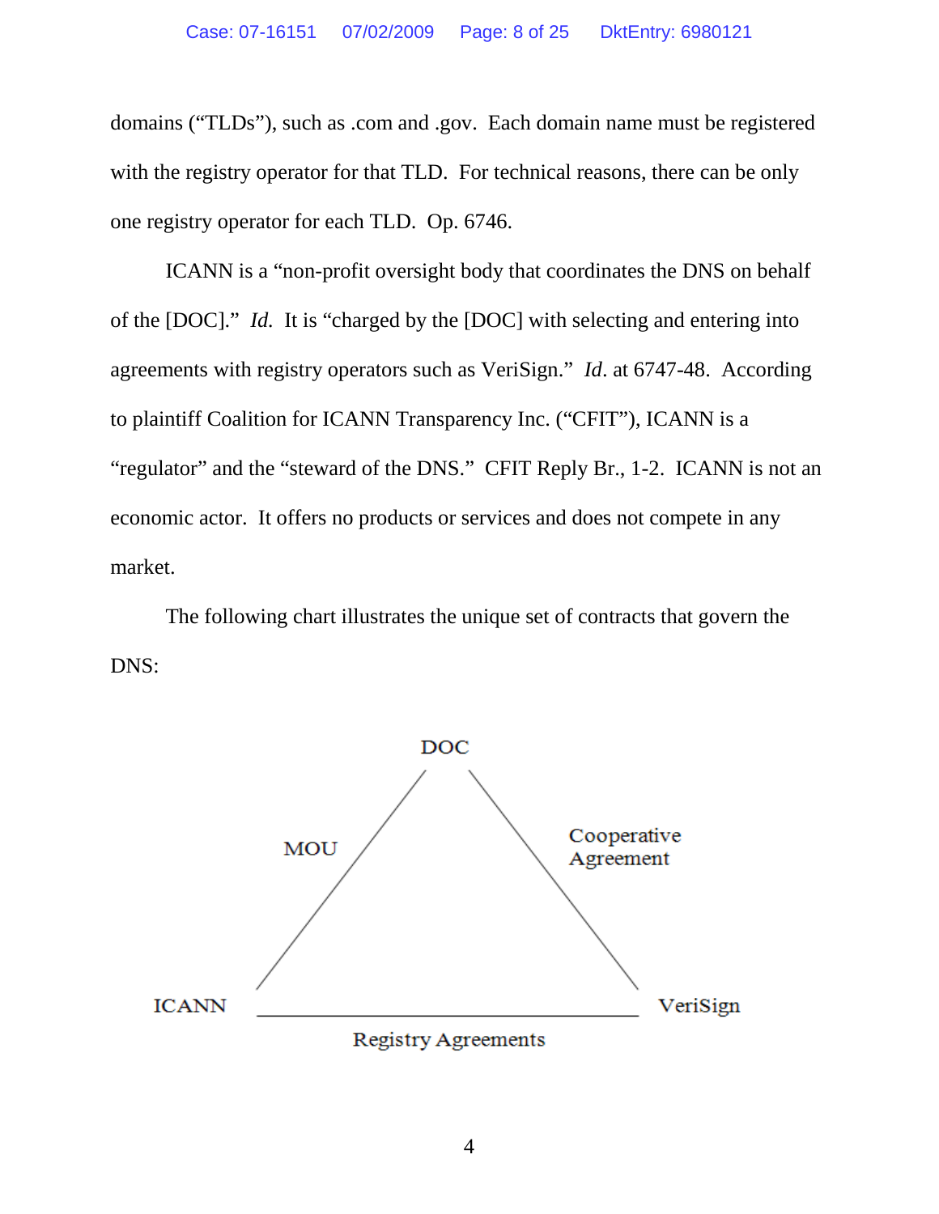domains ("TLDs"), such as .com and .gov. Each domain name must be registered with the registry operator for that TLD. For technical reasons, there can be only one registry operator for each TLD. Op. 6746.

ICANN is a "non-profit oversight body that coordinates the DNS on behalf of the [DOC]." *Id.* It is "charged by the [DOC] with selecting and entering into agreements with registry operators such as VeriSign." *Id*. at 6747-48. According to plaintiff Coalition for ICANN Transparency Inc. ("CFIT"), ICANN is a "regulator" and the "steward of the DNS." CFIT Reply Br., 1-2. ICANN is not an economic actor. It offers no products or services and does not compete in any market.

The following chart illustrates the unique set of contracts that govern the DNS:

DOC

MOU

Cooperative Agreement

ICANN

VeriSign

Registry Agreements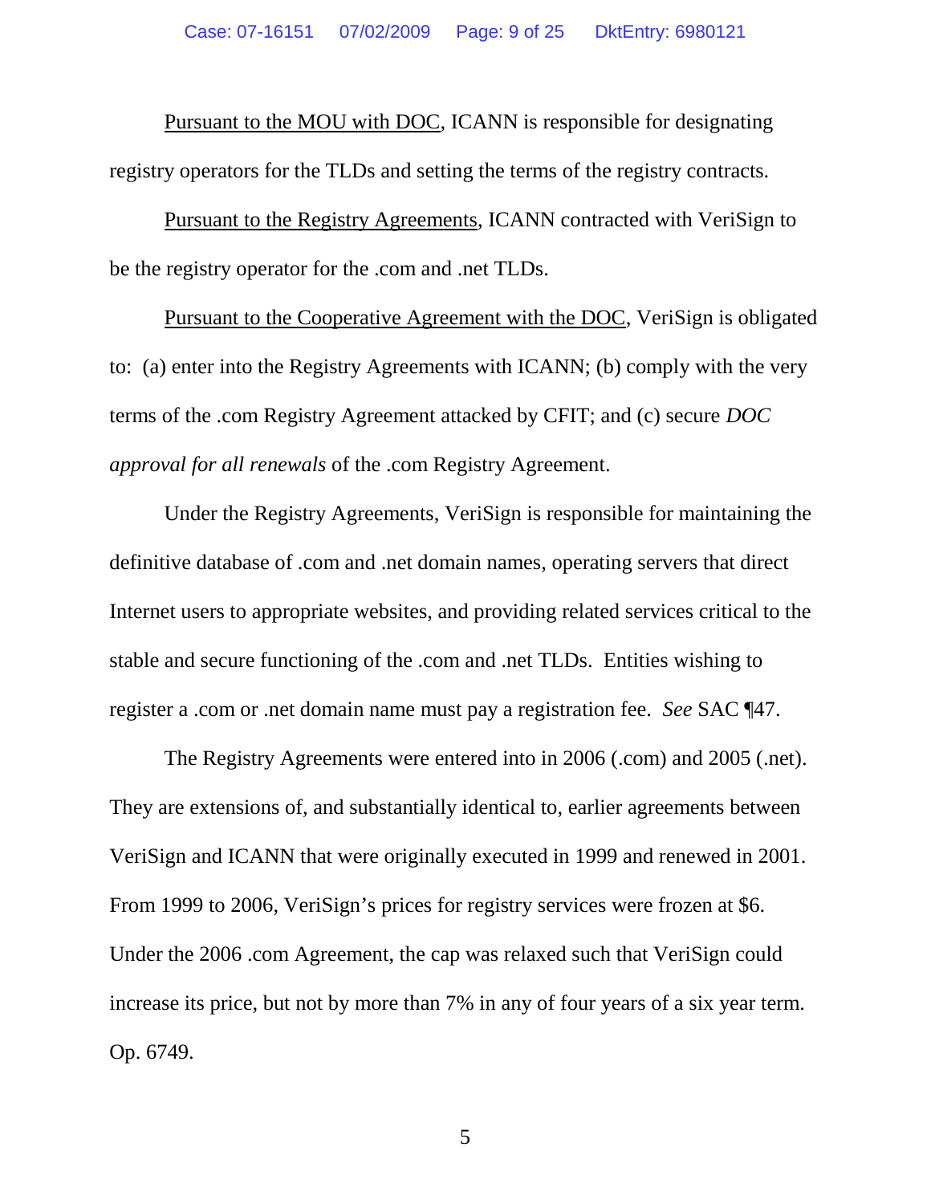<u>Pursuant to the MOU with DOC</u>, ICANN is responsible for designating registry operators for the TLDs and setting the terms of the registry contracts.

<u>Pursuant to the Registry Agreements</u>, ICANN contracted with VeriSign to be the registry operator for the .com and .net TLDs.

<u>Pursuant to the Cooperative Agreement with the DOC</u>, VeriSign is obligated to: (a) enter into the Registry Agreements with ICANN; (b) comply with the very terms of the .com Registry Agreement attacked by CFIT; and (c) secure *DOC approval for all renewals* of the .com Registry Agreement.

Under the Registry Agreements, VeriSign is responsible for maintaining the definitive database of .com and .net domain names, operating servers that direct Internet users to appropriate websites, and providing related services critical to the stable and secure functioning of the .com and .net TLDs. Entities wishing to register a .com or .net domain name must pay a registration fee. *See* SAC ¶47.

The Registry Agreements were entered into in 2006 (.com) and 2005 (.net). They are extensions of, and substantially identical to, earlier agreements between VeriSign and ICANN that were originally executed in 1999 and renewed in 2001. From 1999 to 2006, VeriSign's prices for registry services were frozen at $6. Under the 2006 .com Agreement, the cap was relaxed such that VeriSign could increase its price, but not by more than 7% in any of four years of a six year term. Op. 6749.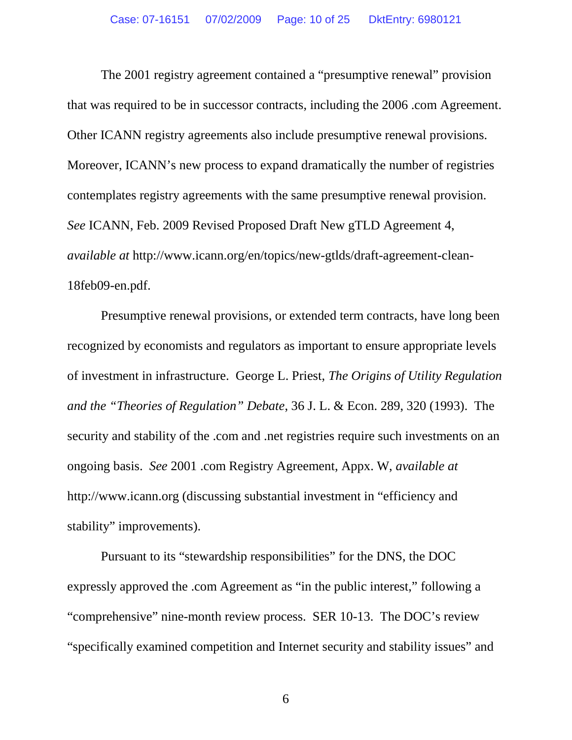The 2001 registry agreement contained a "presumptive renewal" provision that was required to be in successor contracts, including the 2006 .com Agreement. Other ICANN registry agreements also include presumptive renewal provisions. Moreover, ICANN's new process to expand dramatically the number of registries contemplates registry agreements with the same presumptive renewal provision. *See* ICANN, Feb. 2009 Revised Proposed Draft New gTLD Agreement 4, *available at* http://www.icann.org/en/topics/new-gtlds/draft-agreement-clean-18feb09-en.pdf.

Presumptive renewal provisions, or extended term contracts, have long been recognized by economists and regulators as important to ensure appropriate levels of investment in infrastructure. George L. Priest, *The Origins of Utility Regulation and the "Theories of Regulation" Debate*, 36 J. L. & Econ. 289, 320 (1993). The security and stability of the .com and .net registries require such investments on an ongoing basis. *See* 2001 .com Registry Agreement, Appx. W, *available at* http://www.icann.org (discussing substantial investment in "efficiency and stability" improvements).

Pursuant to its "stewardship responsibilities" for the DNS, the DOC expressly approved the .com Agreement as "in the public interest," following a "comprehensive" nine-month review process. SER 10-13. The DOC's review "specifically examined competition and Internet security and stability issues" and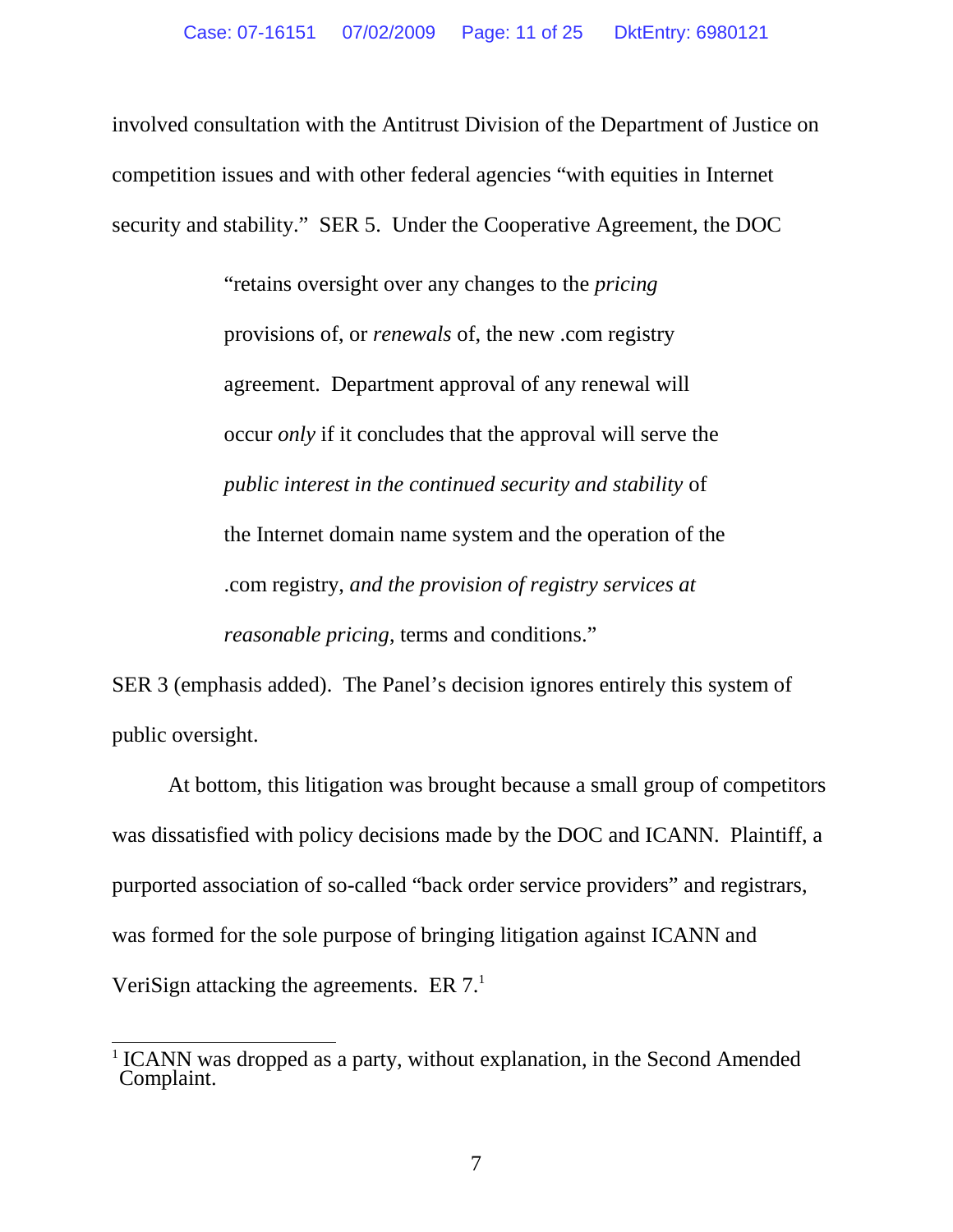involved consultation with the Antitrust Division of the Department of Justice on competition issues and with other federal agencies "with equities in Internet security and stability." SER 5. Under the Cooperative Agreement, the DOC

> "retains oversight over any changes to the *pricing* provisions of, or *renewals* of, the new .com registry agreement. Department approval of any renewal will occur *only* if it concludes that the approval will serve the *public interest in the continued security and stability* of the Internet domain name system and the operation of the .com registry, *and the provision of registry services at reasonable pricing*, terms and conditions."

SER 3 (emphasis added). The Panel's decision ignores entirely this system of public oversight.

At bottom, this litigation was brought because a small group of competitors was dissatisfied with policy decisions made by the DOC and ICANN. Plaintiff, a purported association of so-called "back order service providers" and registrars, was formed for the sole purpose of bringing litigation against ICANN and VeriSign attacking the agreements. ER 7.[1]

[1] ICANN was dropped as a party, without explanation, in the Second Amended Complaint.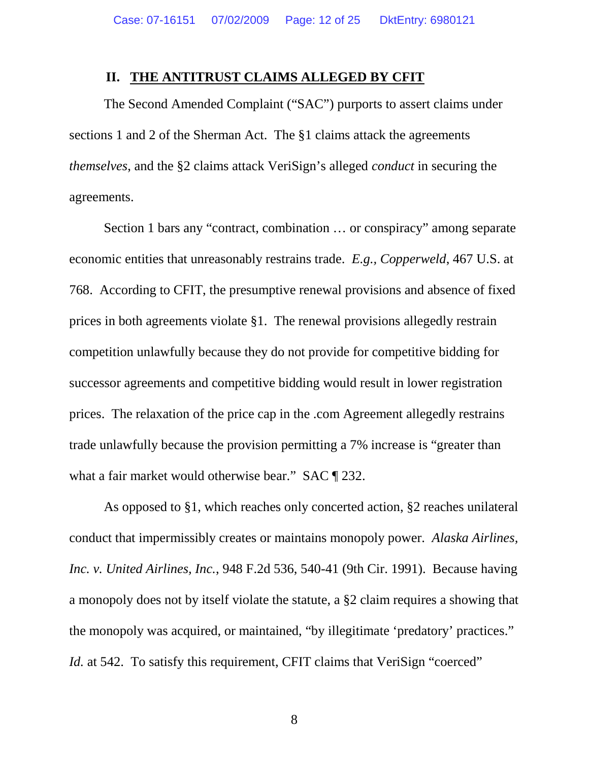## II. THE ANTITRUST CLAIMS ALLEGED BY CFIT

The Second Amended Complaint ("SAC") purports to assert claims under sections 1 and 2 of the Sherman Act. The §1 claims attack the agreements *themselves*, and the §2 claims attack VeriSign's alleged *conduct* in securing the agreements.

Section 1 bars any "contract, combination … or conspiracy" among separate economic entities that unreasonably restrains trade. *E.g.*, *Copperweld*, 467 U.S. at 768. According to CFIT, the presumptive renewal provisions and absence of fixed prices in both agreements violate §1. The renewal provisions allegedly restrain competition unlawfully because they do not provide for competitive bidding for successor agreements and competitive bidding would result in lower registration prices. The relaxation of the price cap in the .com Agreement allegedly restrains trade unlawfully because the provision permitting a 7% increase is "greater than what a fair market would otherwise bear." SAC ¶ 232.

As opposed to §1, which reaches only concerted action, §2 reaches unilateral conduct that impermissibly creates or maintains monopoly power. *Alaska Airlines, Inc. v. United Airlines, Inc.*, 948 F.2d 536, 540-41 (9th Cir. 1991). Because having a monopoly does not by itself violate the statute, a §2 claim requires a showing that the monopoly was acquired, or maintained, "by illegitimate 'predatory' practices." *Id.* at 542. To satisfy this requirement, CFIT claims that VeriSign "coerced"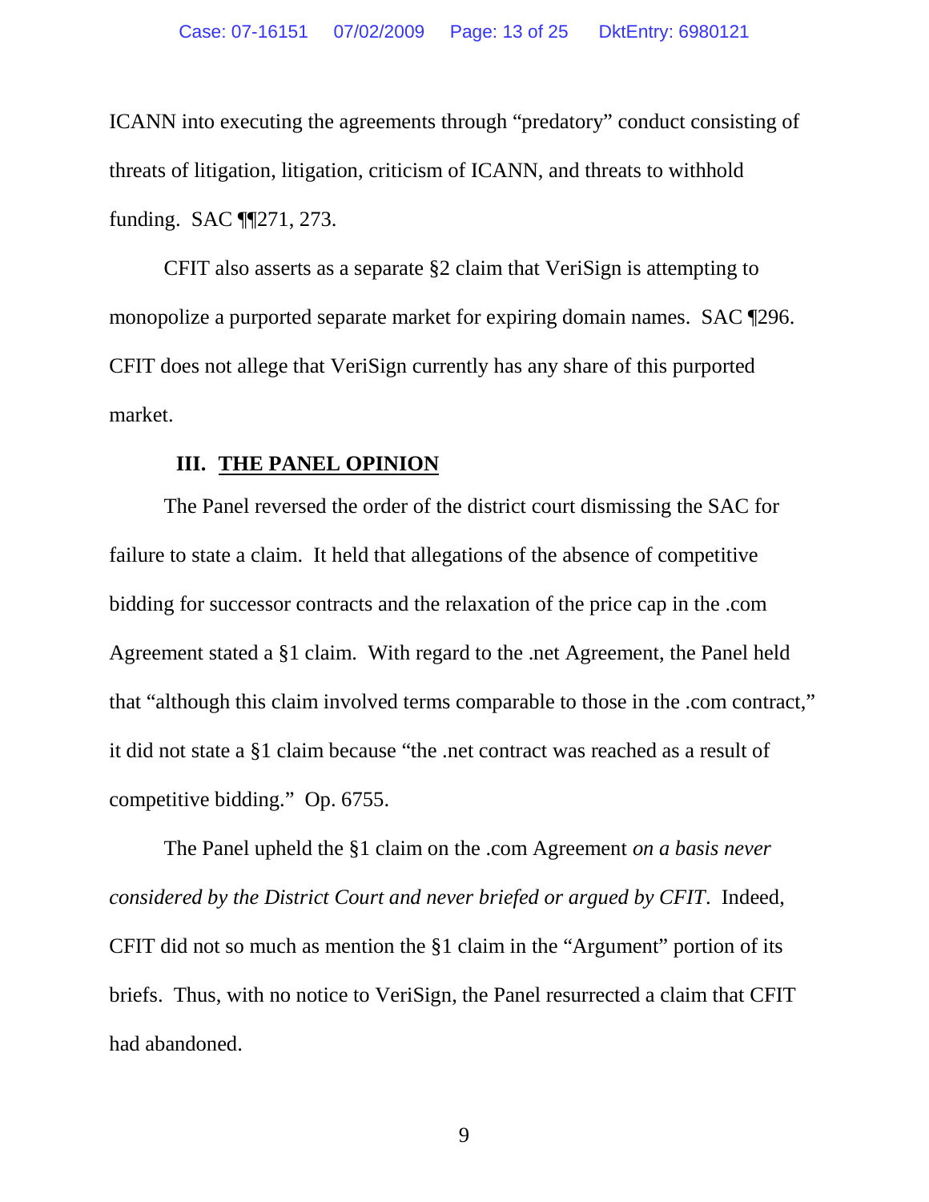ICANN into executing the agreements through "predatory" conduct consisting of threats of litigation, litigation, criticism of ICANN, and threats to withhold funding. SAC ¶¶271, 273.

CFIT also asserts as a separate §2 claim that VeriSign is attempting to monopolize a purported separate market for expiring domain names. SAC ¶296. CFIT does not allege that VeriSign currently has any share of this purported market.

## III. THE PANEL OPINION

The Panel reversed the order of the district court dismissing the SAC for failure to state a claim. It held that allegations of the absence of competitive bidding for successor contracts and the relaxation of the price cap in the .com Agreement stated a §1 claim. With regard to the .net Agreement, the Panel held that "although this claim involved terms comparable to those in the .com contract," it did not state a §1 claim because "the .net contract was reached as a result of competitive bidding." Op. 6755.

The Panel upheld the §1 claim on the .com Agreement *on a basis never considered by the District Court and never briefed or argued by CFIT*. Indeed, CFIT did not so much as mention the §1 claim in the "Argument" portion of its briefs. Thus, with no notice to VeriSign, the Panel resurrected a claim that CFIT had abandoned.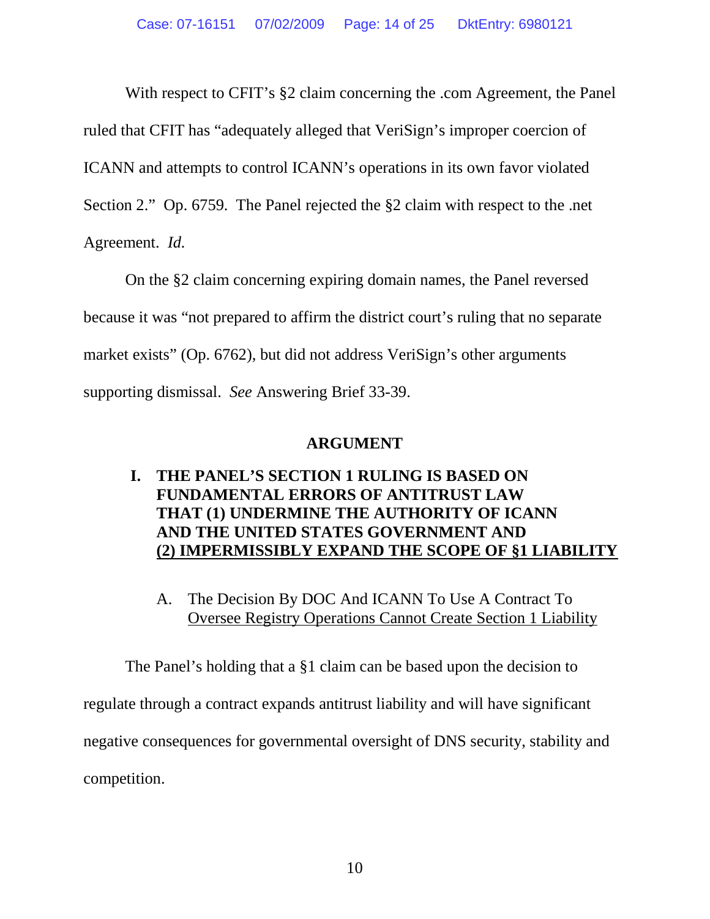With respect to CFIT's §2 claim concerning the .com Agreement, the Panel ruled that CFIT has "adequately alleged that VeriSign's improper coercion of ICANN and attempts to control ICANN's operations in its own favor violated Section 2." Op. 6759. The Panel rejected the §2 claim with respect to the .net Agreement. *Id.*

On the §2 claim concerning expiring domain names, the Panel reversed because it was "not prepared to affirm the district court's ruling that no separate market exists" (Op. 6762), but did not address VeriSign's other arguments supporting dismissal. *See* Answering Brief 33-39.

## ARGUMENT

### I. THE PANEL'S SECTION 1 RULING IS BASED ON FUNDAMENTAL ERRORS OF ANTITRUST LAW THAT (1) UNDERMINE THE AUTHORITY OF ICANN AND THE UNITED STATES GOVERNMENT AND (2) IMPERMISSIBLY EXPAND THE SCOPE OF §1 LIABILITY

#### A. The Decision By DOC And ICANN To Use A Contract To Oversee Registry Operations Cannot Create Section 1 Liability

The Panel's holding that a §1 claim can be based upon the decision to regulate through a contract expands antitrust liability and will have significant negative consequences for governmental oversight of DNS security, stability and competition.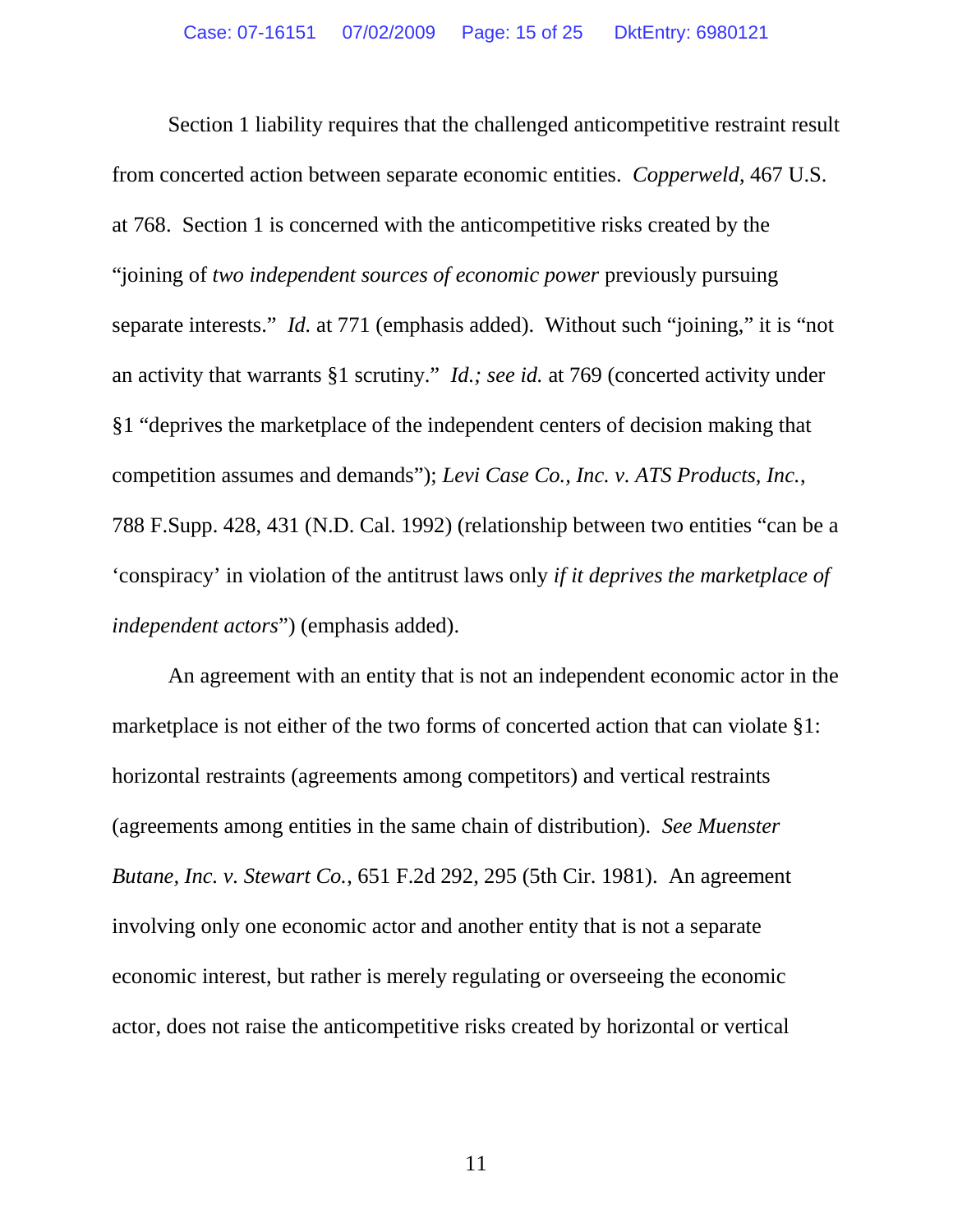Section 1 liability requires that the challenged anticompetitive restraint result from concerted action between separate economic entities. *Copperweld*, 467 U.S. at 768. Section 1 is concerned with the anticompetitive risks created by the "joining of *two independent sources of economic power* previously pursuing separate interests." *Id.* at 771 (emphasis added). Without such "joining," it is "not an activity that warrants §1 scrutiny." *Id.; see id.* at 769 (concerted activity under §1 "deprives the marketplace of the independent centers of decision making that competition assumes and demands"); *Levi Case Co., Inc. v. ATS Products, Inc.*, 788 F.Supp. 428, 431 (N.D. Cal. 1992) (relationship between two entities "can be a 'conspiracy' in violation of the antitrust laws only *if it deprives the marketplace of independent actors*") (emphasis added).

An agreement with an entity that is not an independent economic actor in the marketplace is not either of the two forms of concerted action that can violate §1: horizontal restraints (agreements among competitors) and vertical restraints (agreements among entities in the same chain of distribution). *See Muenster Butane, Inc. v. Stewart Co.*, 651 F.2d 292, 295 (5th Cir. 1981). An agreement involving only one economic actor and another entity that is not a separate economic interest, but rather is merely regulating or overseeing the economic actor, does not raise the anticompetitive risks created by horizontal or vertical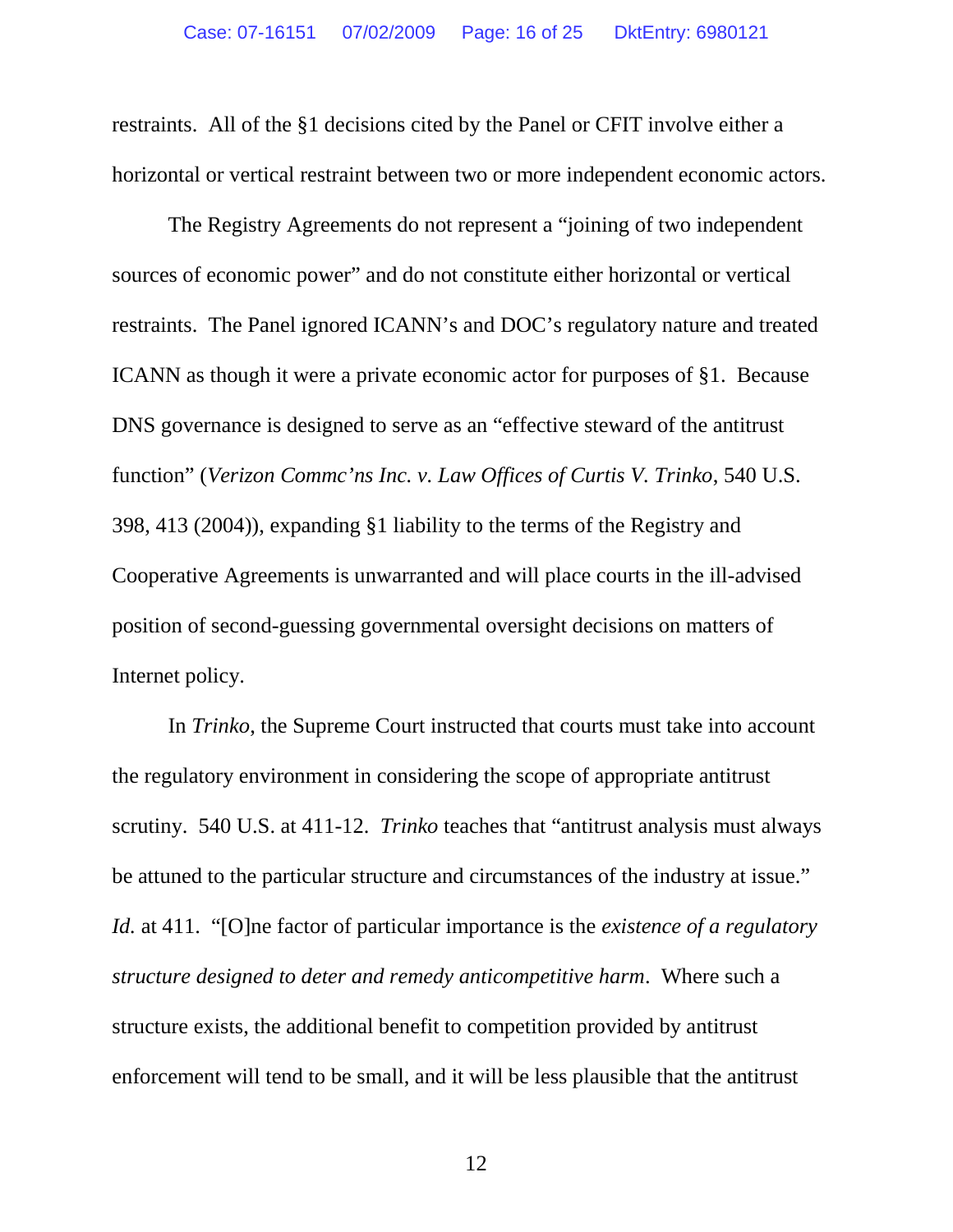restraints. All of the §1 decisions cited by the Panel or CFIT involve either a horizontal or vertical restraint between two or more independent economic actors.

The Registry Agreements do not represent a "joining of two independent sources of economic power" and do not constitute either horizontal or vertical restraints. The Panel ignored ICANN's and DOC's regulatory nature and treated ICANN as though it were a private economic actor for purposes of §1. Because DNS governance is designed to serve as an "effective steward of the antitrust function" (*Verizon Commc'ns Inc. v. Law Offices of Curtis V. Trinko*, 540 U.S. 398, 413 (2004)), expanding §1 liability to the terms of the Registry and Cooperative Agreements is unwarranted and will place courts in the ill-advised position of second-guessing governmental oversight decisions on matters of Internet policy.

In *Trinko,* the Supreme Court instructed that courts must take into account the regulatory environment in considering the scope of appropriate antitrust scrutiny. 540 U.S. at 411-12. *Trinko* teaches that "antitrust analysis must always be attuned to the particular structure and circumstances of the industry at issue." *Id.* at 411. "[O]ne factor of particular importance is the *existence of a regulatory structure designed to deter and remedy anticompetitive harm*. Where such a structure exists, the additional benefit to competition provided by antitrust enforcement will tend to be small, and it will be less plausible that the antitrust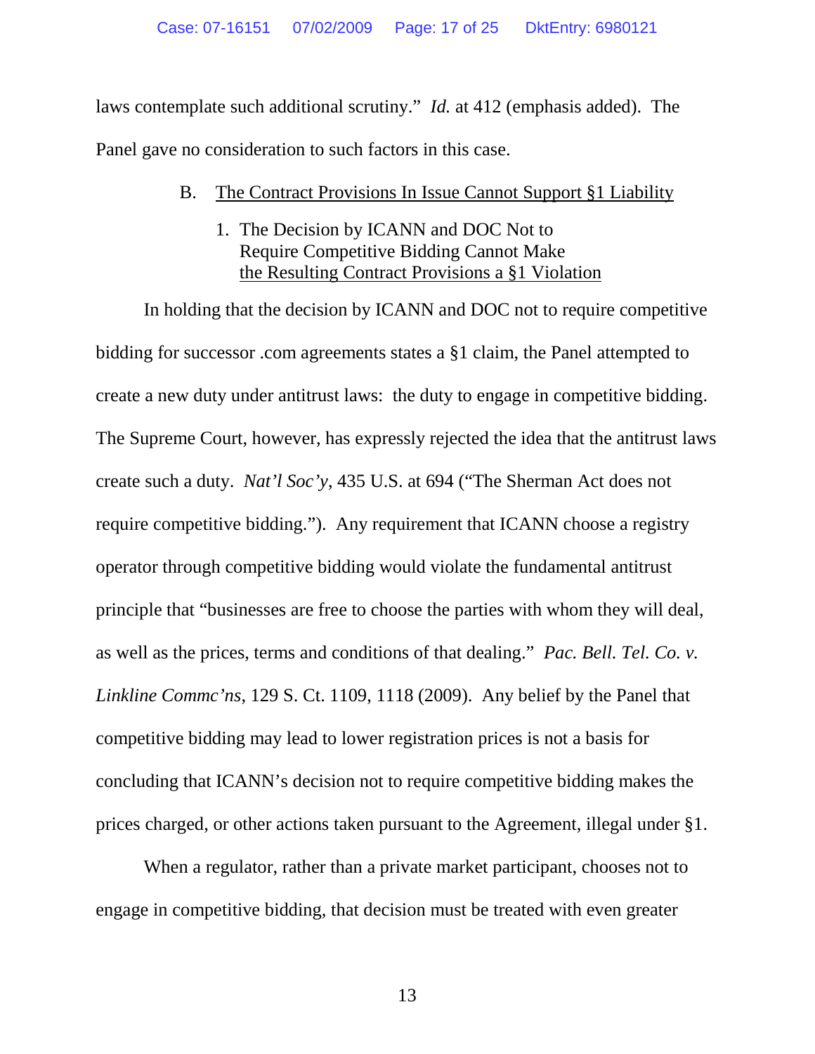laws contemplate such additional scrutiny." *Id.* at 412 (emphasis added). The Panel gave no consideration to such factors in this case.

### B. The Contract Provisions In Issue Cannot Support §1 Liability

#### 1. The Decision by ICANN and DOC Not to Require Competitive Bidding Cannot Make the Resulting Contract Provisions a §1 Violation

In holding that the decision by ICANN and DOC not to require competitive bidding for successor .com agreements states a §1 claim, the Panel attempted to create a new duty under antitrust laws: the duty to engage in competitive bidding. The Supreme Court, however, has expressly rejected the idea that the antitrust laws create such a duty. *Nat'l Soc'y*, 435 U.S. at 694 ("The Sherman Act does not require competitive bidding."). Any requirement that ICANN choose a registry operator through competitive bidding would violate the fundamental antitrust principle that "businesses are free to choose the parties with whom they will deal, as well as the prices, terms and conditions of that dealing." *Pac. Bell. Tel. Co. v. Linkline Commc'ns*, 129 S. Ct. 1109, 1118 (2009). Any belief by the Panel that competitive bidding may lead to lower registration prices is not a basis for concluding that ICANN's decision not to require competitive bidding makes the prices charged, or other actions taken pursuant to the Agreement, illegal under §1.

When a regulator, rather than a private market participant, chooses not to engage in competitive bidding, that decision must be treated with even greater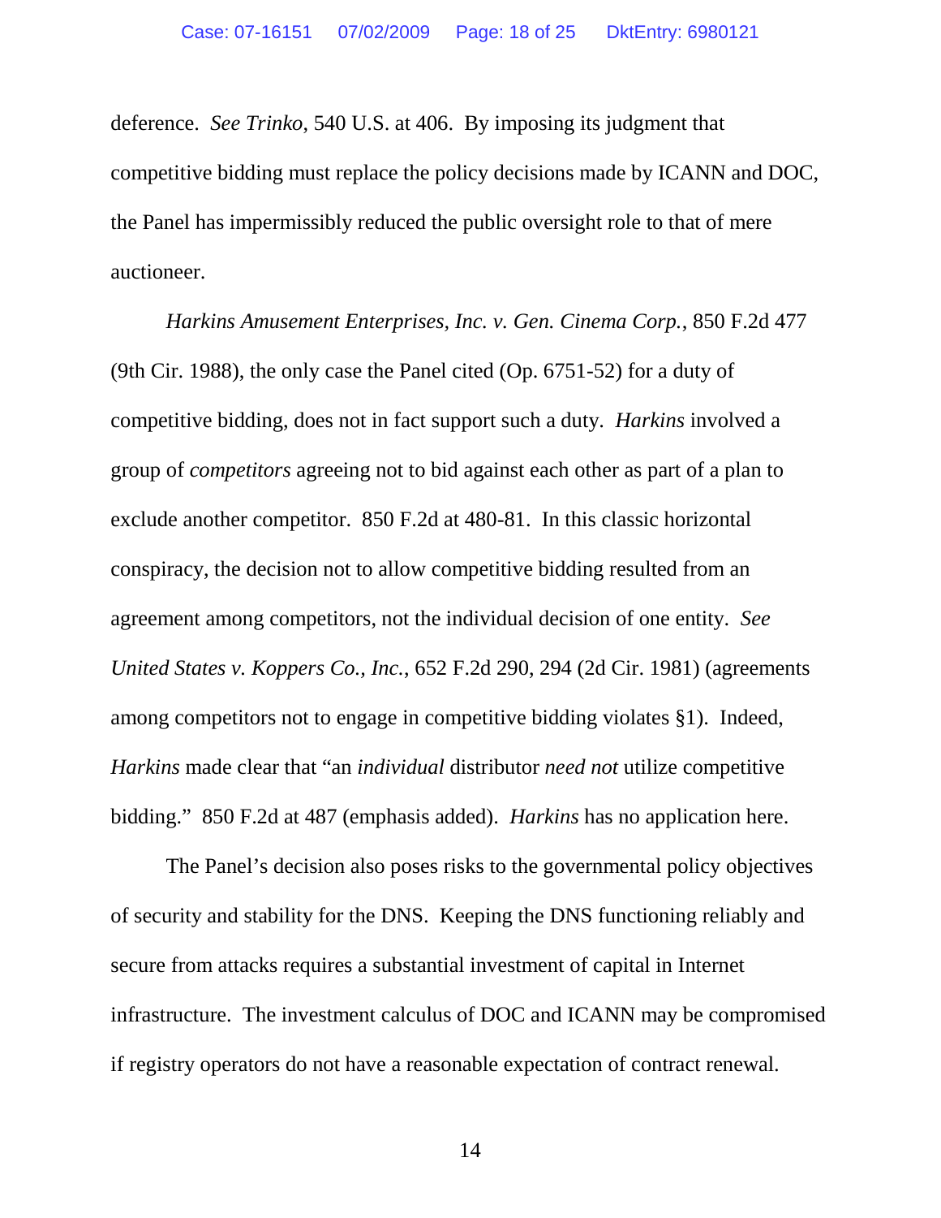deference. *See Trinko*, 540 U.S. at 406. By imposing its judgment that competitive bidding must replace the policy decisions made by ICANN and DOC, the Panel has impermissibly reduced the public oversight role to that of mere auctioneer.

*Harkins Amusement Enterprises, Inc. v. Gen. Cinema Corp.*, 850 F.2d 477 (9th Cir. 1988), the only case the Panel cited (Op. 6751-52) for a duty of competitive bidding, does not in fact support such a duty. *Harkins* involved a group of *competitors* agreeing not to bid against each other as part of a plan to exclude another competitor. 850 F.2d at 480-81. In this classic horizontal conspiracy, the decision not to allow competitive bidding resulted from an agreement among competitors, not the individual decision of one entity. *See United States v. Koppers Co., Inc.*, 652 F.2d 290, 294 (2d Cir. 1981) (agreements among competitors not to engage in competitive bidding violates §1). Indeed, *Harkins* made clear that "an *individual* distributor *need not* utilize competitive bidding." 850 F.2d at 487 (emphasis added). *Harkins* has no application here.

The Panel's decision also poses risks to the governmental policy objectives of security and stability for the DNS. Keeping the DNS functioning reliably and secure from attacks requires a substantial investment of capital in Internet infrastructure. The investment calculus of DOC and ICANN may be compromised if registry operators do not have a reasonable expectation of contract renewal.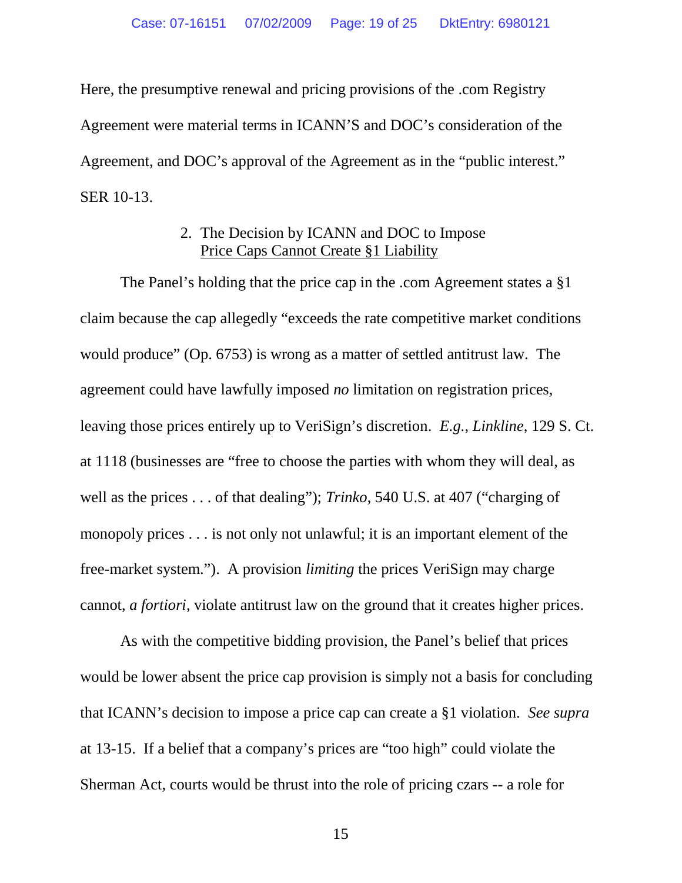Here, the presumptive renewal and pricing provisions of the .com Registry Agreement were material terms in ICANN'S and DOC's consideration of the Agreement, and DOC's approval of the Agreement as in the "public interest." SER 10-13.

### 2. The Decision by ICANN and DOC to Impose Price Caps Cannot Create §1 Liability

The Panel's holding that the price cap in the .com Agreement states a §1 claim because the cap allegedly "exceeds the rate competitive market conditions would produce" (Op. 6753) is wrong as a matter of settled antitrust law. The agreement could have lawfully imposed *no* limitation on registration prices, leaving those prices entirely up to VeriSign's discretion. *E.g.*, *Linkline*, 129 S. Ct. at 1118 (businesses are "free to choose the parties with whom they will deal, as well as the prices . . . of that dealing"); *Trinko*, 540 U.S. at 407 ("charging of monopoly prices . . . is not only not unlawful; it is an important element of the free-market system."). A provision *limiting* the prices VeriSign may charge cannot, *a fortiori*, violate antitrust law on the ground that it creates higher prices.

As with the competitive bidding provision, the Panel's belief that prices would be lower absent the price cap provision is simply not a basis for concluding that ICANN's decision to impose a price cap can create a §1 violation. *See supra* at 13-15. If a belief that a company's prices are "too high" could violate the Sherman Act, courts would be thrust into the role of pricing czars -- a role for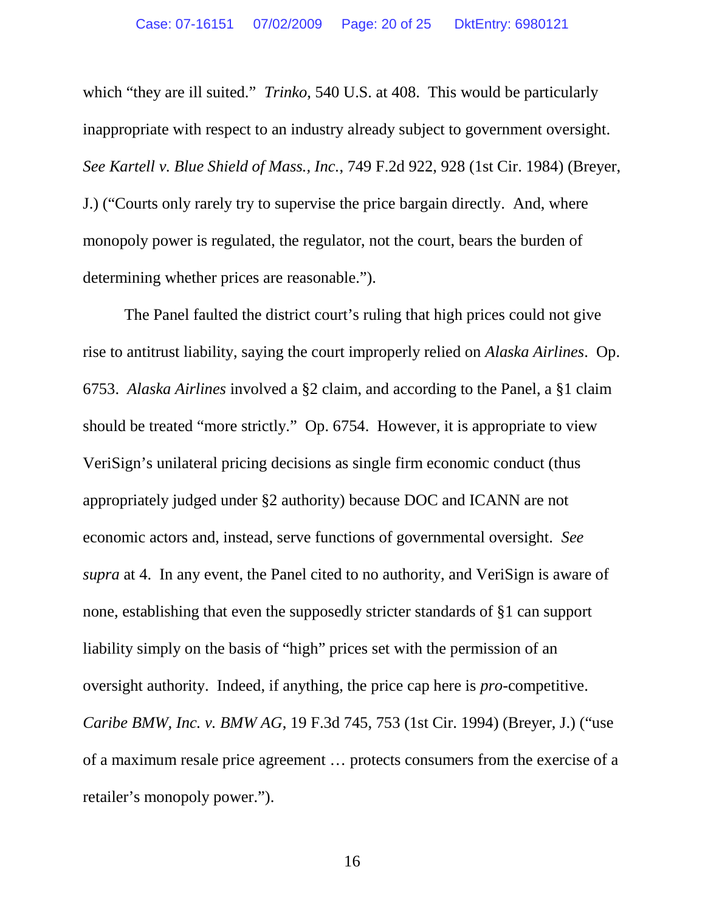which "they are ill suited." *Trinko*, 540 U.S. at 408. This would be particularly inappropriate with respect to an industry already subject to government oversight. *See Kartell v. Blue Shield of Mass., Inc.*, 749 F.2d 922, 928 (1st Cir. 1984) (Breyer, J.) ("Courts only rarely try to supervise the price bargain directly. And, where monopoly power is regulated, the regulator, not the court, bears the burden of determining whether prices are reasonable.").

The Panel faulted the district court's ruling that high prices could not give rise to antitrust liability, saying the court improperly relied on *Alaska Airlines*. Op. 6753. *Alaska Airlines* involved a §2 claim, and according to the Panel, a §1 claim should be treated "more strictly." Op. 6754. However, it is appropriate to view VeriSign's unilateral pricing decisions as single firm economic conduct (thus appropriately judged under §2 authority) because DOC and ICANN are not economic actors and, instead, serve functions of governmental oversight. *See supra* at 4. In any event, the Panel cited to no authority, and VeriSign is aware of none, establishing that even the supposedly stricter standards of §1 can support liability simply on the basis of "high" prices set with the permission of an oversight authority. Indeed, if anything, the price cap here is *pro*-competitive. *Caribe BMW, Inc. v. BMW AG*, 19 F.3d 745, 753 (1st Cir. 1994) (Breyer, J.) ("use of a maximum resale price agreement … protects consumers from the exercise of a retailer's monopoly power.").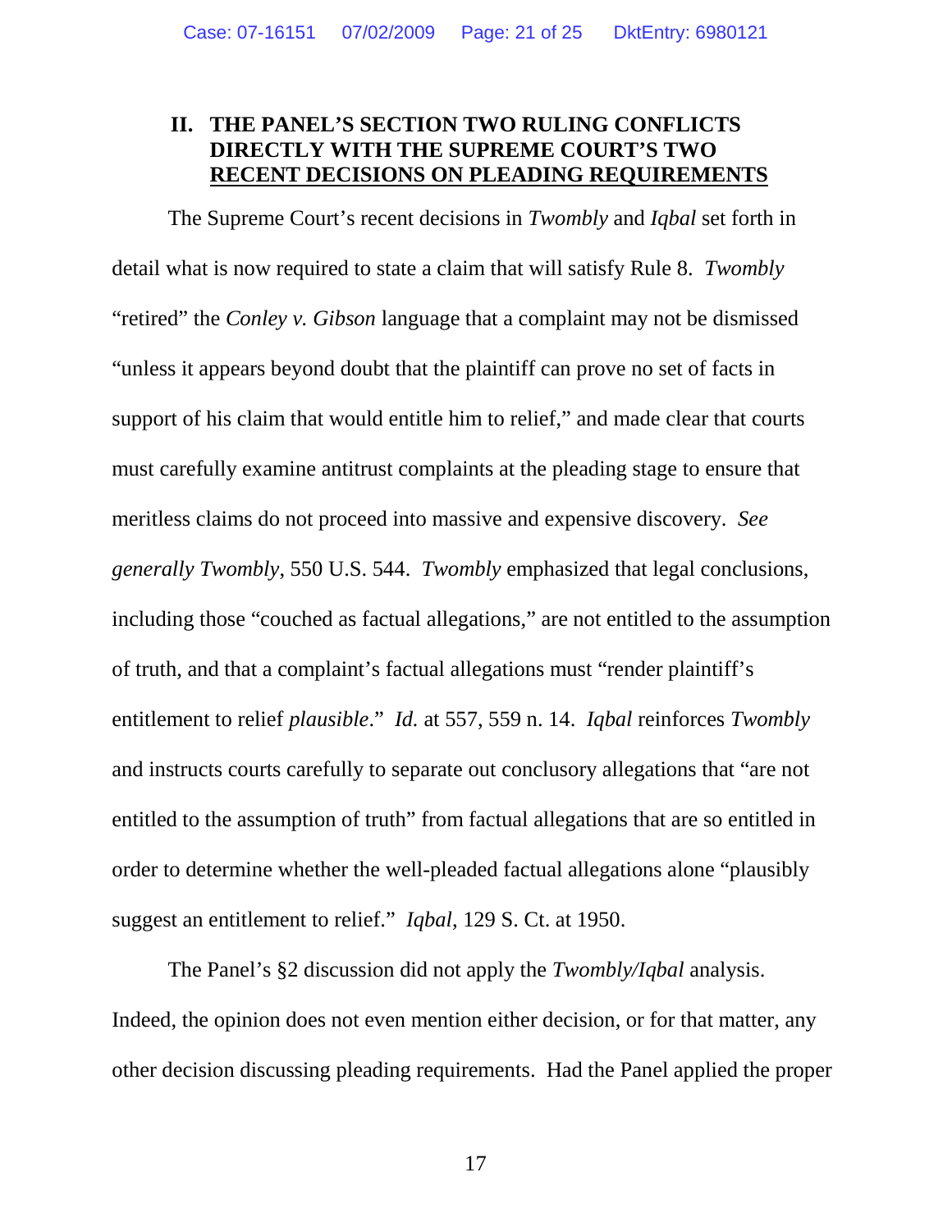## II. THE PANEL'S SECTION TWO RULING CONFLICTS DIRECTLY WITH THE SUPREME COURT'S TWO RECENT DECISIONS ON PLEADING REQUIREMENTS

The Supreme Court's recent decisions in *Twombly* and *Iqbal* set forth in detail what is now required to state a claim that will satisfy Rule 8. *Twombly* "retired" the *Conley v. Gibson* language that a complaint may not be dismissed "unless it appears beyond doubt that the plaintiff can prove no set of facts in support of his claim that would entitle him to relief," and made clear that courts must carefully examine antitrust complaints at the pleading stage to ensure that meritless claims do not proceed into massive and expensive discovery. *See generally Twombly*, 550 U.S. 544. *Twombly* emphasized that legal conclusions, including those "couched as factual allegations," are not entitled to the assumption of truth, and that a complaint's factual allegations must "render plaintiff's entitlement to relief *plausible*." *Id.* at 557, 559 n. 14. *Iqbal* reinforces *Twombly* and instructs courts carefully to separate out conclusory allegations that "are not entitled to the assumption of truth" from factual allegations that are so entitled in order to determine whether the well-pleaded factual allegations alone "plausibly suggest an entitlement to relief." *Iqbal*, 129 S. Ct. at 1950.

The Panel's §2 discussion did not apply the *Twombly/Iqbal* analysis. Indeed, the opinion does not even mention either decision, or for that matter, any other decision discussing pleading requirements. Had the Panel applied the proper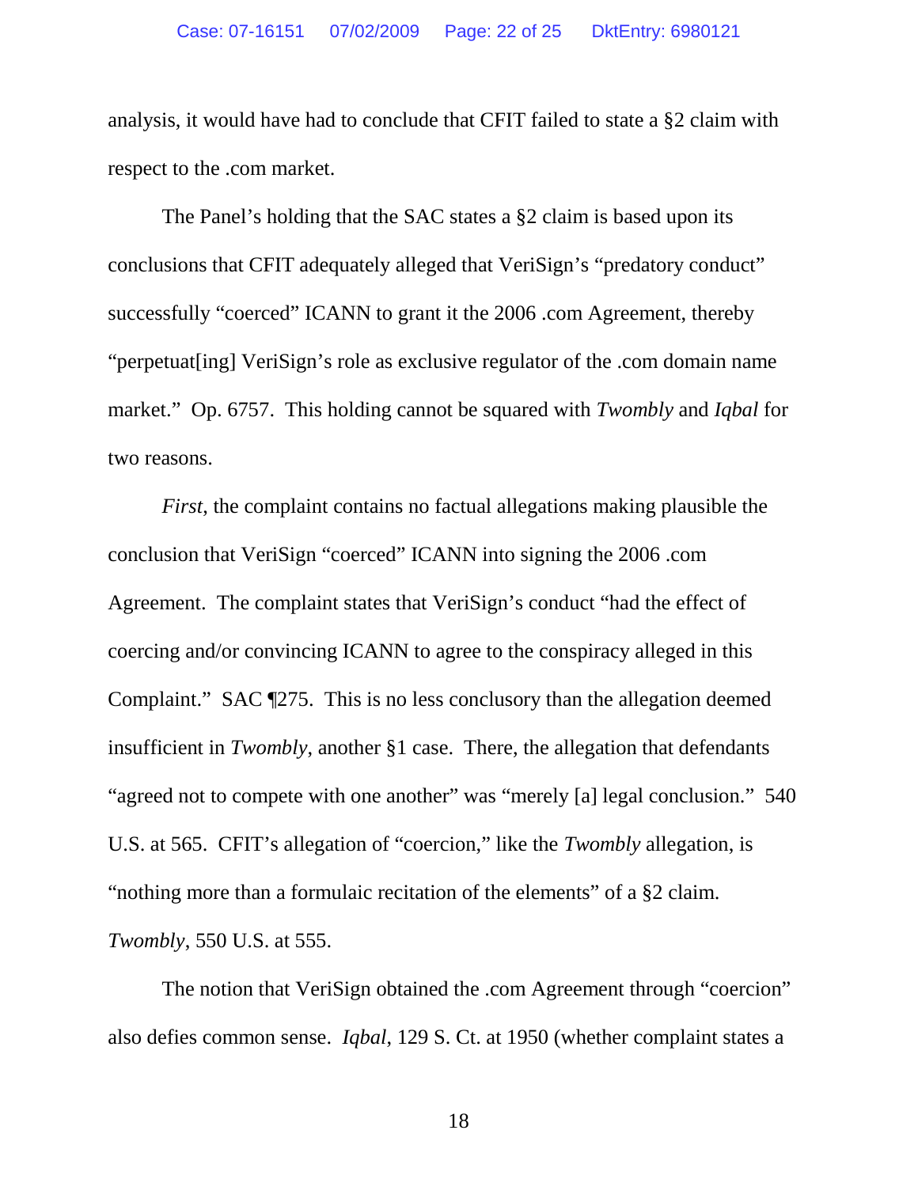analysis, it would have had to conclude that CFIT failed to state a §2 claim with respect to the .com market.

The Panel's holding that the SAC states a §2 claim is based upon its conclusions that CFIT adequately alleged that VeriSign's "predatory conduct" successfully "coerced" ICANN to grant it the 2006 .com Agreement, thereby "perpetuat[ing] VeriSign's role as exclusive regulator of the .com domain name market." Op. 6757. This holding cannot be squared with *Twombly* and *Iqbal* for two reasons.

*First*, the complaint contains no factual allegations making plausible the conclusion that VeriSign "coerced" ICANN into signing the 2006 .com Agreement. The complaint states that VeriSign's conduct "had the effect of coercing and/or convincing ICANN to agree to the conspiracy alleged in this Complaint." SAC ¶275. This is no less conclusory than the allegation deemed insufficient in *Twombly*, another §1 case. There, the allegation that defendants "agreed not to compete with one another" was "merely [a] legal conclusion." 540 U.S. at 565. CFIT's allegation of "coercion," like the *Twombly* allegation, is "nothing more than a formulaic recitation of the elements" of a §2 claim. *Twombly*, 550 U.S. at 555.

The notion that VeriSign obtained the .com Agreement through "coercion" also defies common sense. *Iqbal*, 129 S. Ct. at 1950 (whether complaint states a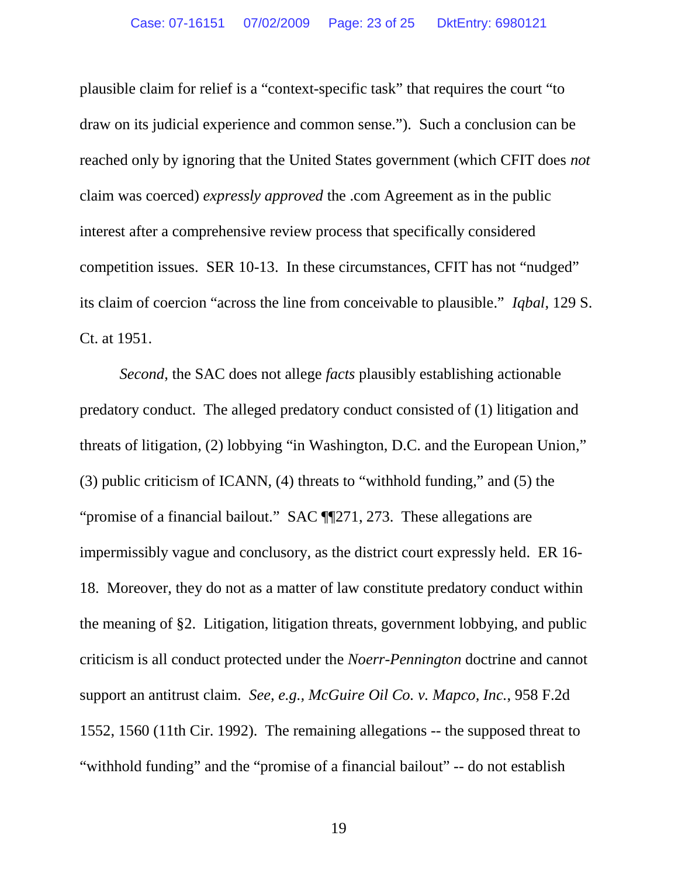plausible claim for relief is a "context-specific task" that requires the court "to draw on its judicial experience and common sense."). Such a conclusion can be reached only by ignoring that the United States government (which CFIT does *not* claim was coerced) *expressly approved* the .com Agreement as in the public interest after a comprehensive review process that specifically considered competition issues. SER 10-13. In these circumstances, CFIT has not "nudged" its claim of coercion "across the line from conceivable to plausible." *Iqbal*, 129 S. Ct. at 1951.

*Second*, the SAC does not allege *facts* plausibly establishing actionable predatory conduct. The alleged predatory conduct consisted of (1) litigation and threats of litigation, (2) lobbying "in Washington, D.C. and the European Union," (3) public criticism of ICANN, (4) threats to "withhold funding," and (5) the "promise of a financial bailout." SAC ¶¶271, 273. These allegations are impermissibly vague and conclusory, as the district court expressly held. ER 16-18. Moreover, they do not as a matter of law constitute predatory conduct within the meaning of §2. Litigation, litigation threats, government lobbying, and public criticism is all conduct protected under the *Noerr-Pennington* doctrine and cannot support an antitrust claim. *See, e.g., McGuire Oil Co. v. Mapco, Inc.*, 958 F.2d 1552, 1560 (11th Cir. 1992). The remaining allegations -- the supposed threat to "withhold funding" and the "promise of a financial bailout" -- do not establish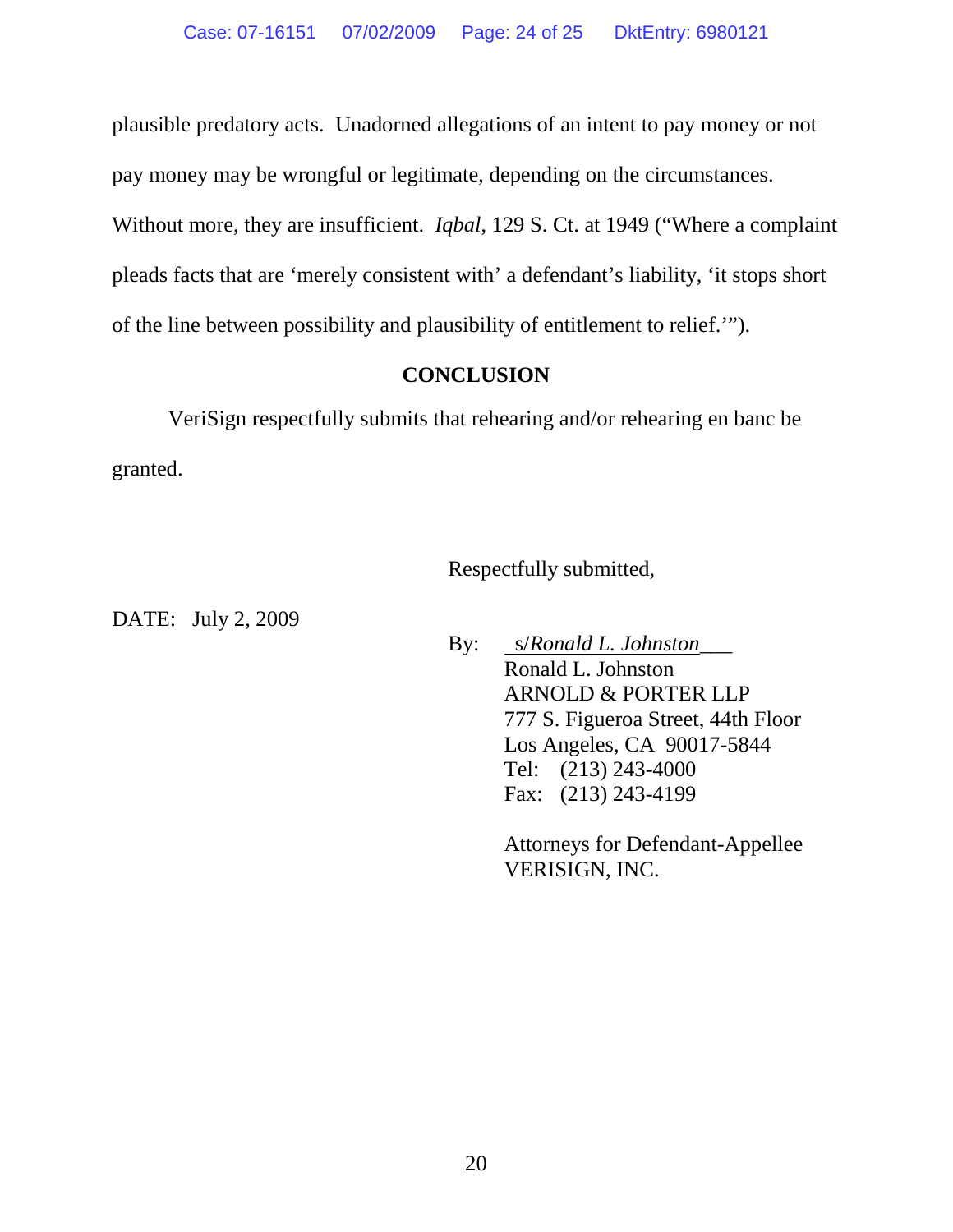plausible predatory acts. Unadorned allegations of an intent to pay money or not pay money may be wrongful or legitimate, depending on the circumstances. Without more, they are insufficient. *Iqbal*, 129 S. Ct. at 1949 ("Where a complaint pleads facts that are 'merely consistent with' a defendant's liability, 'it stops short of the line between possibility and plausibility of entitlement to relief.'").

## CONCLUSION

VeriSign respectfully submits that rehearing and/or rehearing en banc be granted.

Respectfully submitted,

DATE: July 2, 2009

By: s/*Ronald L. Johnston*
Ronald L. Johnston
ARNOLD & PORTER LLP
777 S. Figueroa Street, 44th Floor
Los Angeles, CA 90017-5844
Tel: (213) 243-4000
Fax: (213) 243-4199

Attorneys for Defendant-Appellee
VERISIGN, INC.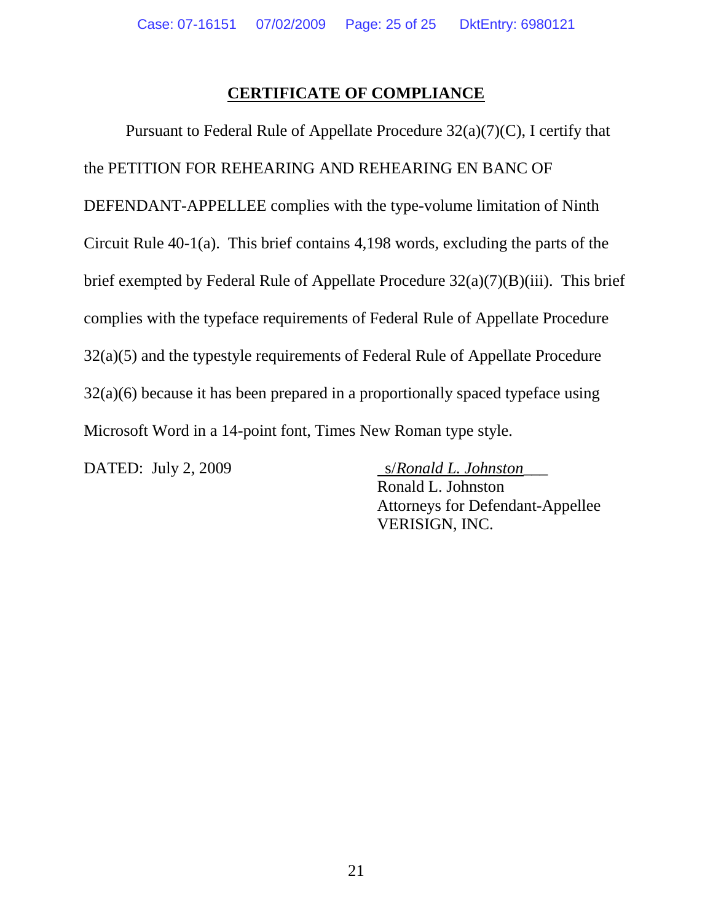## CERTIFICATE OF COMPLIANCE

Pursuant to Federal Rule of Appellate Procedure 32(a)(7)(C), I certify that the PETITION FOR REHEARING AND REHEARING EN BANC OF DEFENDANT-APPELLEE complies with the type-volume limitation of Ninth Circuit Rule 40-1(a). This brief contains 4,198 words, excluding the parts of the brief exempted by Federal Rule of Appellate Procedure 32(a)(7)(B)(iii). This brief complies with the typeface requirements of Federal Rule of Appellate Procedure 32(a)(5) and the typestyle requirements of Federal Rule of Appellate Procedure 32(a)(6) because it has been prepared in a proportionally spaced typeface using Microsoft Word in a 14-point font, Times New Roman type style.

DATED: July 2, 2009

s/*Ronald L. Johnston*
Ronald L. Johnston
Attorneys for Defendant-Appellee
VERISIGN, INC.